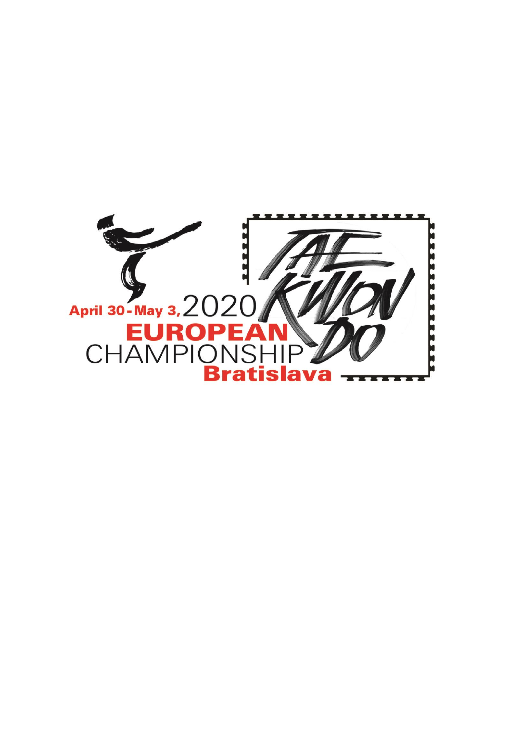April 30 - May 3, 2020

# EUROPEAN CHAMPIONSHIP

Bratislava

TAE KWON DO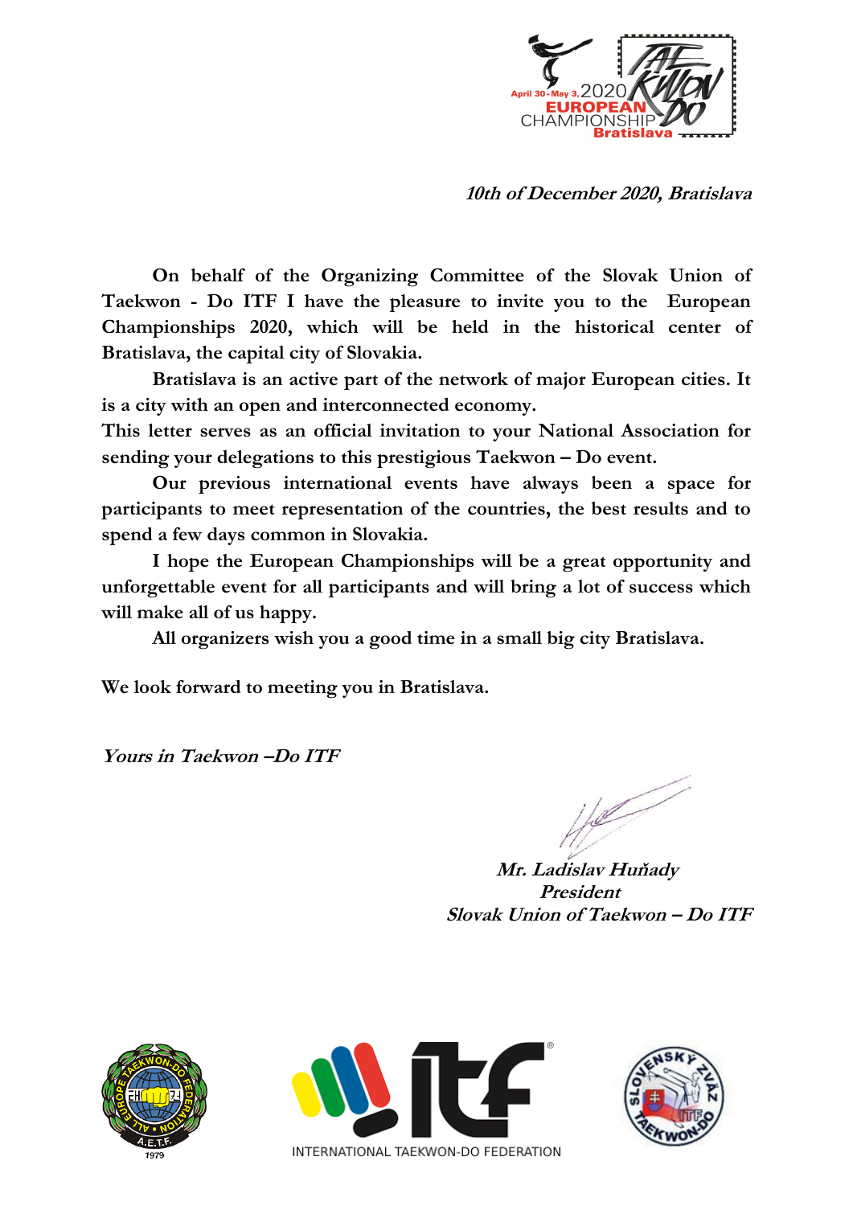*10th of December 2020, Bratislava*

**On behalf of the Organizing Committee of the Slovak Union of Taekwon - Do ITF I have the pleasure to invite you to the European Championships 2020, which will be held in the historical center of Bratislava, the capital city of Slovakia.**

**Bratislava is an active part of the network of major European cities. It is a city with an open and interconnected economy.**

**This letter serves as an official invitation to your National Association for sending your delegations to this prestigious Taekwon – Do event.**

**Our previous international events have always been a space for participants to meet representation of the countries, the best results and to spend a few days common in Slovakia.**

**I hope the European Championships will be a great opportunity and unforgettable event for all participants and will bring a lot of success which will make all of us happy.**

**All organizers wish you a good time in a small big city Bratislava.**

**We look forward to meeting you in Bratislava.**

***Yours in Taekwon –Do ITF***

***Mr. Ladislav Huňady***
***President***
***Slovak Union of Taekwon – Do ITF***

INTERNATIONAL TAEKWON-DO FEDERATION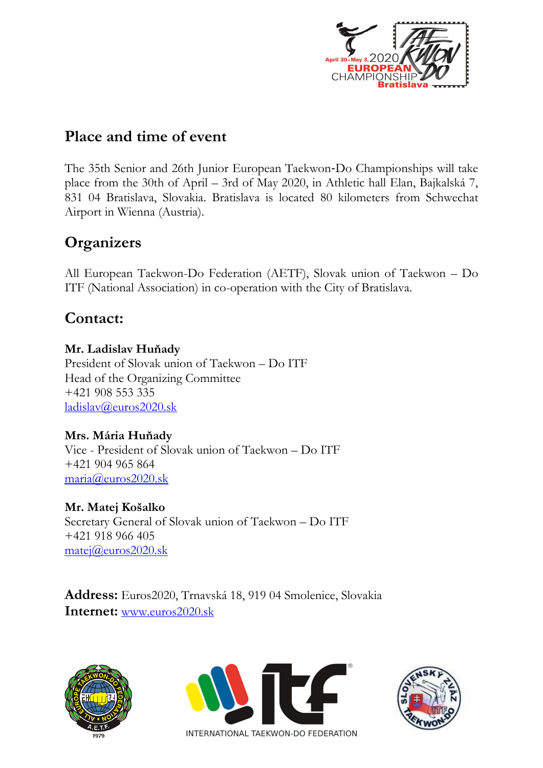## Place and time of event

The 35th Senior and 26th Junior European Taekwon-Do Championships will take place from the 30th of April – 3rd of May 2020, in Athletic hall Elan, Bajkalská 7, 831 04 Bratislava, Slovakia. Bratislava is located 80 kilometers from Schwechat Airport in Wienna (Austria).

## Organizers

All European Taekwon-Do Federation (AETF), Slovak union of Taekwon – Do ITF (National Association) in co-operation with the City of Bratislava.

## Contact:

**Mr. Ladislav Huňady**
President of Slovak union of Taekwon – Do ITF
Head of the Organizing Committee
+421 908 553 335
ladislav@euros2020.sk

**Mrs. Mária Huňady**
Vice - President of Slovak union of Taekwon – Do ITF
+421 904 965 864
maria@euros2020.sk

**Mr. Matej Košalko**
Secretary General of Slovak union of Taekwon – Do ITF
+421 918 966 405
matej@euros2020.sk

**Address:** Euros2020, Trnavská 18, 919 04 Smolenice, Slovakia
**Internet:** www.euros2020.sk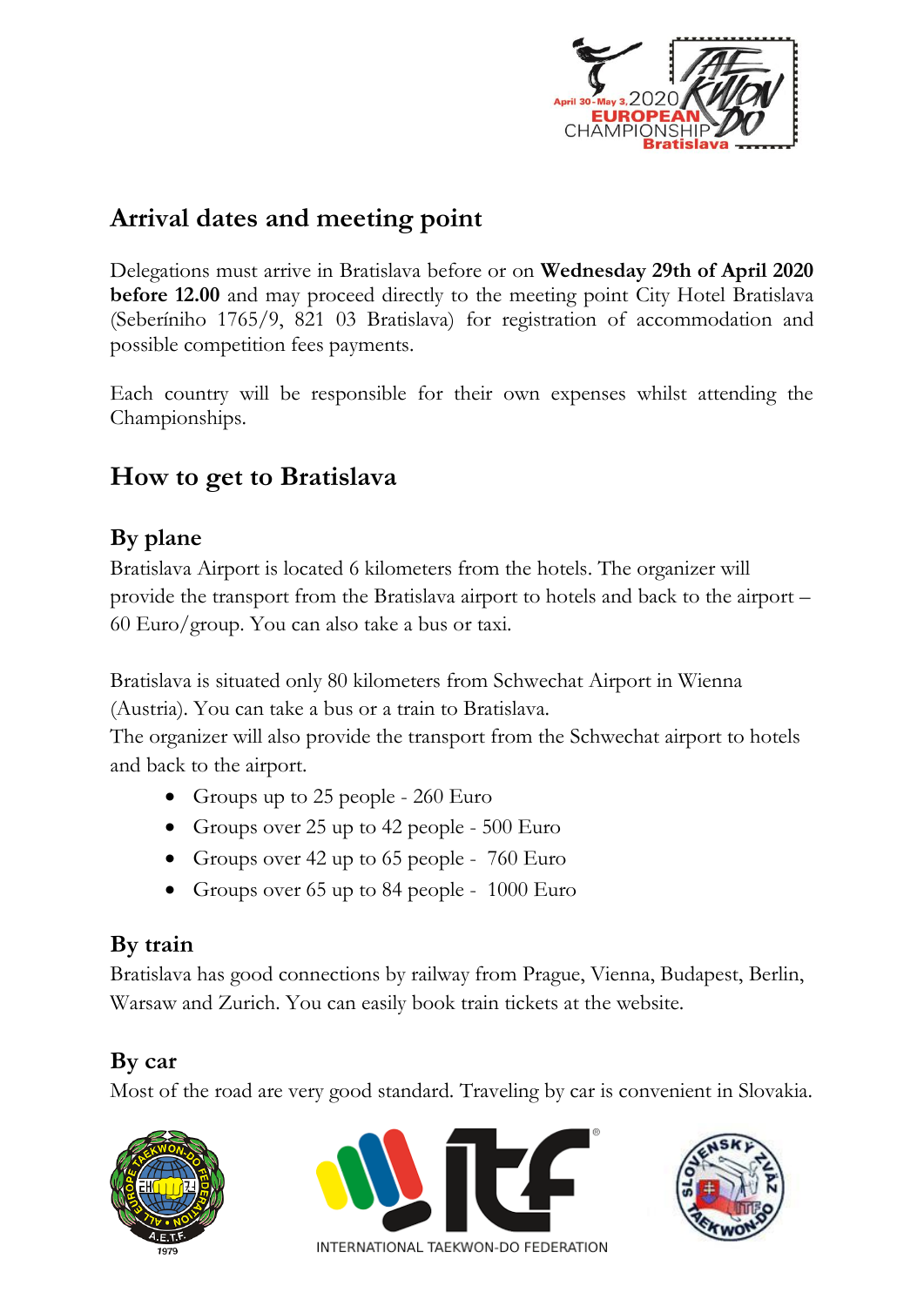## Arrival dates and meeting point

Delegations must arrive in Bratislava before or on **Wednesday 29th of April 2020 before 12.00** and may proceed directly to the meeting point City Hotel Bratislava (Seberíniho 1765/9, 821 03 Bratislava) for registration of accommodation and possible competition fees payments.

Each country will be responsible for their own expenses whilst attending the Championships.

## How to get to Bratislava

### By plane

Bratislava Airport is located 6 kilometers from the hotels. The organizer will provide the transport from the Bratislava airport to hotels and back to the airport – 60 Euro/group. You can also take a bus or taxi.

Bratislava is situated only 80 kilometers from Schwechat Airport in Wienna (Austria). You can take a bus or a train to Bratislava.
The organizer will also provide the transport from the Schwechat airport to hotels and back to the airport.

- Groups up to 25 people - 260 Euro
- Groups over 25 up to 42 people - 500 Euro
- Groups over 42 up to 65 people - 760 Euro
- Groups over 65 up to 84 people - 1000 Euro

### By train

Bratislava has good connections by railway from Prague, Vienna, Budapest, Berlin, Warsaw and Zurich. You can easily book train tickets at the website.

### By car

Most of the road are very good standard. Traveling by car is convenient in Slovakia.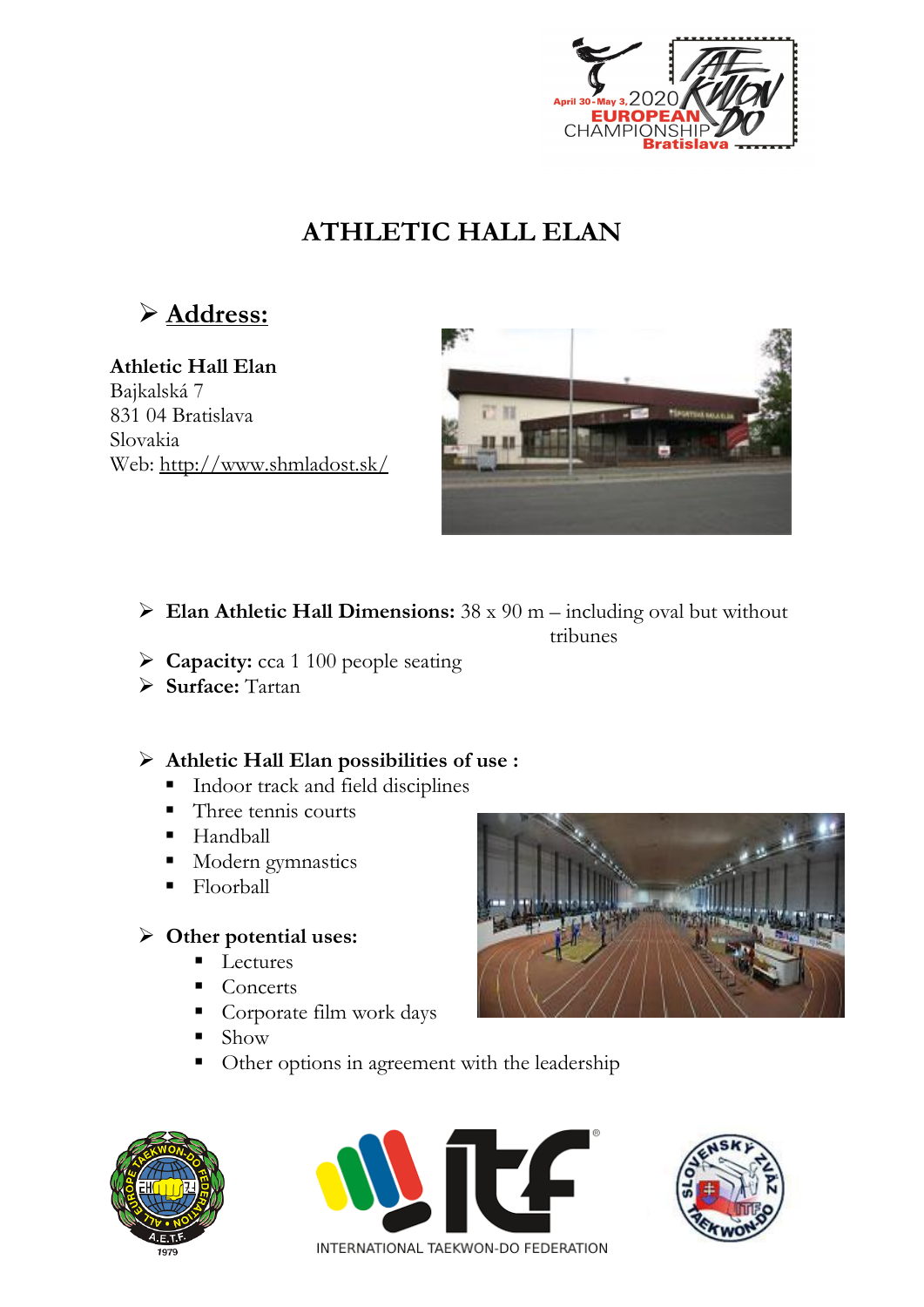# ATHLETIC HALL ELAN

## Address:

**Athletic Hall Elan**
Bajkalská 7
831 04 Bratislava
Slovakia
Web: http://www.shmladost.sk/

- **Elan Athletic Hall Dimensions:** 38 x 90 m – including oval but without tribunes
- **Capacity:** cca 1 100 people seating
- **Surface:** Tartan

- **Athletic Hall Elan possibilities of use :**
  - Indoor track and field disciplines
  - Three tennis courts
  - Handball
  - Modern gymnastics
  - Floorball

- **Other potential uses:**
  - Lectures
  - Concerts
  - Corporate film work days
  - Show
  - Other options in agreement with the leadership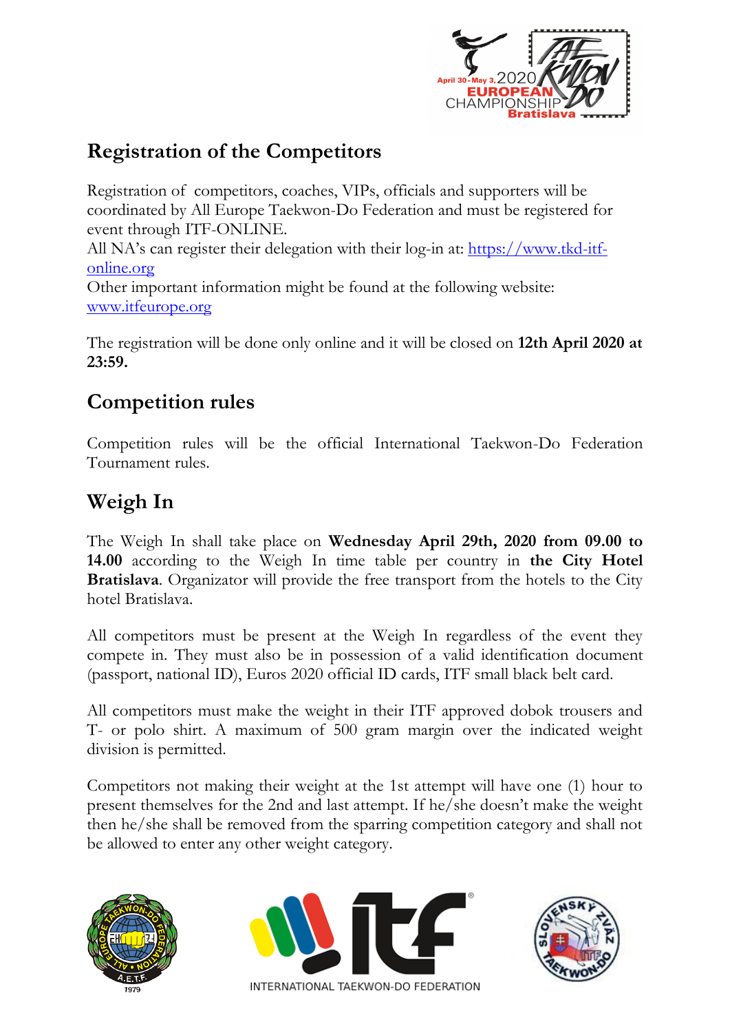## Registration of the Competitors

Registration of competitors, coaches, VIPs, officials and supporters will be coordinated by All Europe Taekwon-Do Federation and must be registered for event through ITF-ONLINE.
All NA's can register their delegation with their log-in at: [https://www.tkd-itf-online.org](https://www.tkd-itf-online.org)
Other important information might be found at the following website: [www.itfeurope.org](www.itfeurope.org)

The registration will be done only online and it will be closed on **12th April 2020 at 23:59.**

## Competition rules

Competition rules will be the official International Taekwon-Do Federation Tournament rules.

## Weigh In

The Weigh In shall take place on **Wednesday April 29th, 2020 from 09.00 to 14.00** according to the Weigh In time table per country in **the City Hotel Bratislava**. Organizator will provide the free transport from the hotels to the City hotel Bratislava.

All competitors must be present at the Weigh In regardless of the event they compete in. They must also be in possession of a valid identification document (passport, national ID), Euros 2020 official ID cards, ITF small black belt card.

All competitors must make the weight in their ITF approved dobok trousers and T- or polo shirt. A maximum of 500 gram margin over the indicated weight division is permitted.

Competitors not making their weight at the 1st attempt will have one (1) hour to present themselves for the 2nd and last attempt. If he/she doesn't make the weight then he/she shall be removed from the sparring competition category and shall not be allowed to enter any other weight category.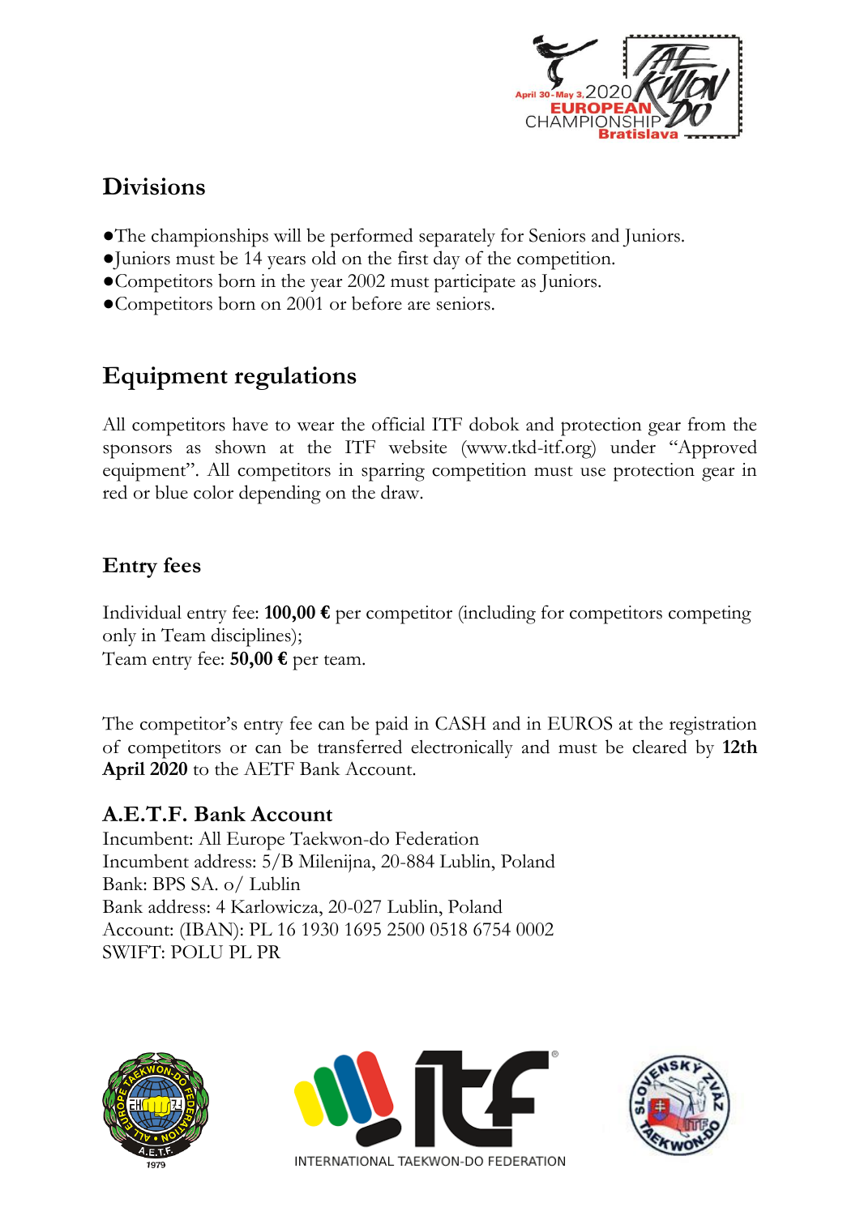## Divisions

- The championships will be performed separately for Seniors and Juniors.
- Juniors must be 14 years old on the first day of the competition.
- Competitors born in the year 2002 must participate as Juniors.
- Competitors born on 2001 or before are seniors.

## Equipment regulations

All competitors have to wear the official ITF dobok and protection gear from the sponsors as shown at the ITF website (www.tkd-itf.org) under "Approved equipment". All competitors in sparring competition must use protection gear in red or blue color depending on the draw.

### Entry fees

Individual entry fee: **100,00 €** per competitor (including for competitors competing only in Team disciplines);
Team entry fee: **50,00 €** per team.

The competitor's entry fee can be paid in CASH and in EUROS at the registration of competitors or can be transferred electronically and must be cleared by **12th April 2020** to the AETF Bank Account.

### A.E.T.F. Bank Account

Incumbent: All Europe Taekwon-do Federation
Incumbent address: 5/B Milenijna, 20-884 Lublin, Poland
Bank: BPS SA. o/ Lublin
Bank address: 4 Karlowicza, 20-027 Lublin, Poland
Account: (IBAN): PL 16 1930 1695 2500 0518 6754 0002
SWIFT: POLU PL PR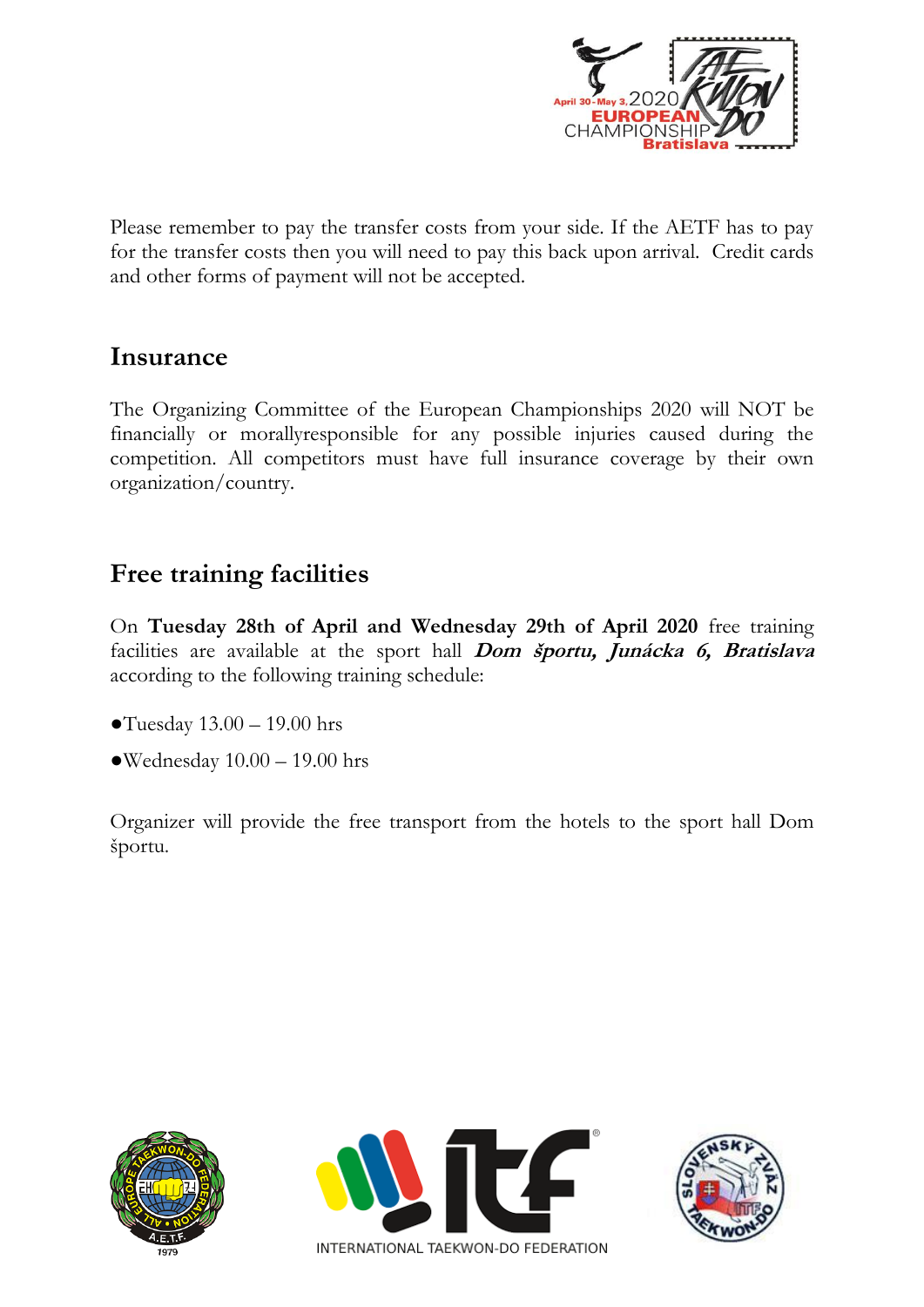Please remember to pay the transfer costs from your side. If the AETF has to pay for the transfer costs then you will need to pay this back upon arrival.  Credit cards and other forms of payment will not be accepted.

## Insurance

The Organizing Committee of the European Championships 2020 will NOT be financially or morallyresponsible for any possible injuries caused during the competition. All competitors must have full insurance coverage by their own organization/country.

## Free training facilities

On **Tuesday 28th of April and Wednesday 29th of April 2020** free training facilities are available at the sport hall ***Dom športu, Junácka 6, Bratislava*** according to the following training schedule:

- Tuesday 13.00 – 19.00 hrs
- Wednesday 10.00 – 19.00 hrs

Organizer will provide the free transport from the hotels to the sport hall Dom športu.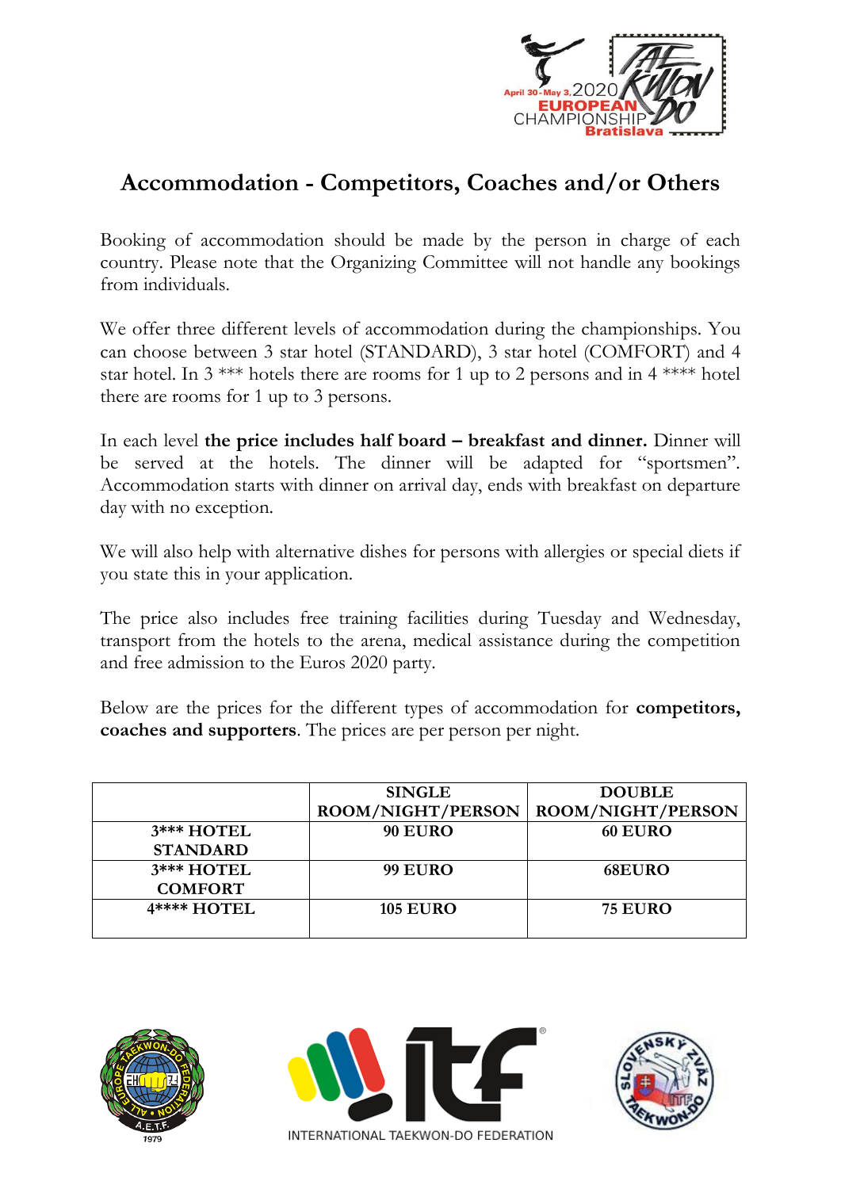# Accommodation - Competitors, Coaches and/or Others

Booking of accommodation should be made by the person in charge of each country. Please note that the Organizing Committee will not handle any bookings from individuals.

We offer three different levels of accommodation during the championships. You can choose between 3 star hotel (STANDARD), 3 star hotel (COMFORT) and 4 star hotel. In 3 *** hotels there are rooms for 1 up to 2 persons and in 4 **** hotel there are rooms for 1 up to 3 persons.

In each level **the price includes half board – breakfast and dinner.** Dinner will be served at the hotels. The dinner will be adapted for "sportsmen". Accommodation starts with dinner on arrival day, ends with breakfast on departure day with no exception.

We will also help with alternative dishes for persons with allergies or special diets if you state this in your application.

The price also includes free training facilities during Tuesday and Wednesday, transport from the hotels to the arena, medical assistance during the competition and free admission to the Euros 2020 party.

Below are the prices for the different types of accommodation for **competitors, coaches and supporters**. The prices are per person per night.

| | SINGLE ROOM/NIGHT/PERSON | DOUBLE ROOM/NIGHT/PERSON |
|---|---|---|
| 3*** HOTEL STANDARD | 90 EURO | 60 EURO |
| 3*** HOTEL COMFORT | 99 EURO | 68EURO |
| 4**** HOTEL | 105 EURO | 75 EURO |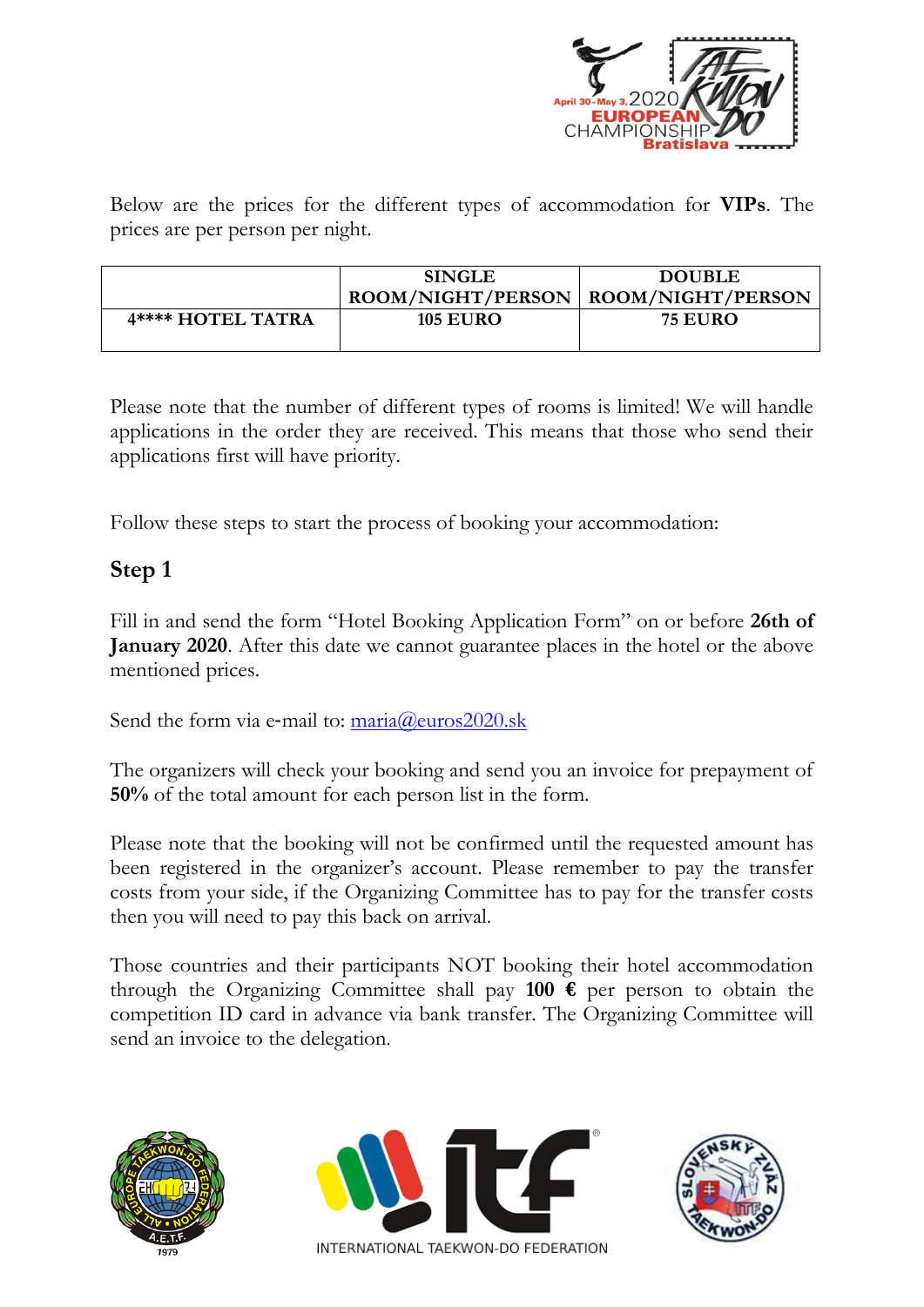Below are the prices for the different types of accommodation for **VIPs**. The prices are per person per night.

| | SINGLE ROOM/NIGHT/PERSON | DOUBLE ROOM/NIGHT/PERSON |
|---|---|---|
| **4\*\*\*\* HOTEL TATRA** | **105 EURO** | **75 EURO** |

Please note that the number of different types of rooms is limited! We will handle applications in the order they are received. This means that those who send their applications first will have priority.

Follow these steps to start the process of booking your accommodation:

## Step 1

Fill in and send the form "Hotel Booking Application Form" on or before **26th of January 2020**. After this date we cannot guarantee places in the hotel or the above mentioned prices.

Send the form via e-mail to: maria@euros2020.sk

The organizers will check your booking and send you an invoice for prepayment of **50%** of the total amount for each person list in the form.

Please note that the booking will not be confirmed until the requested amount has been registered in the organizer's account. Please remember to pay the transfer costs from your side, if the Organizing Committee has to pay for the transfer costs then you will need to pay this back on arrival.

Those countries and their participants NOT booking their hotel accommodation through the Organizing Committee shall pay **100 €** per person to obtain the competition ID card in advance via bank transfer. The Organizing Committee will send an invoice to the delegation.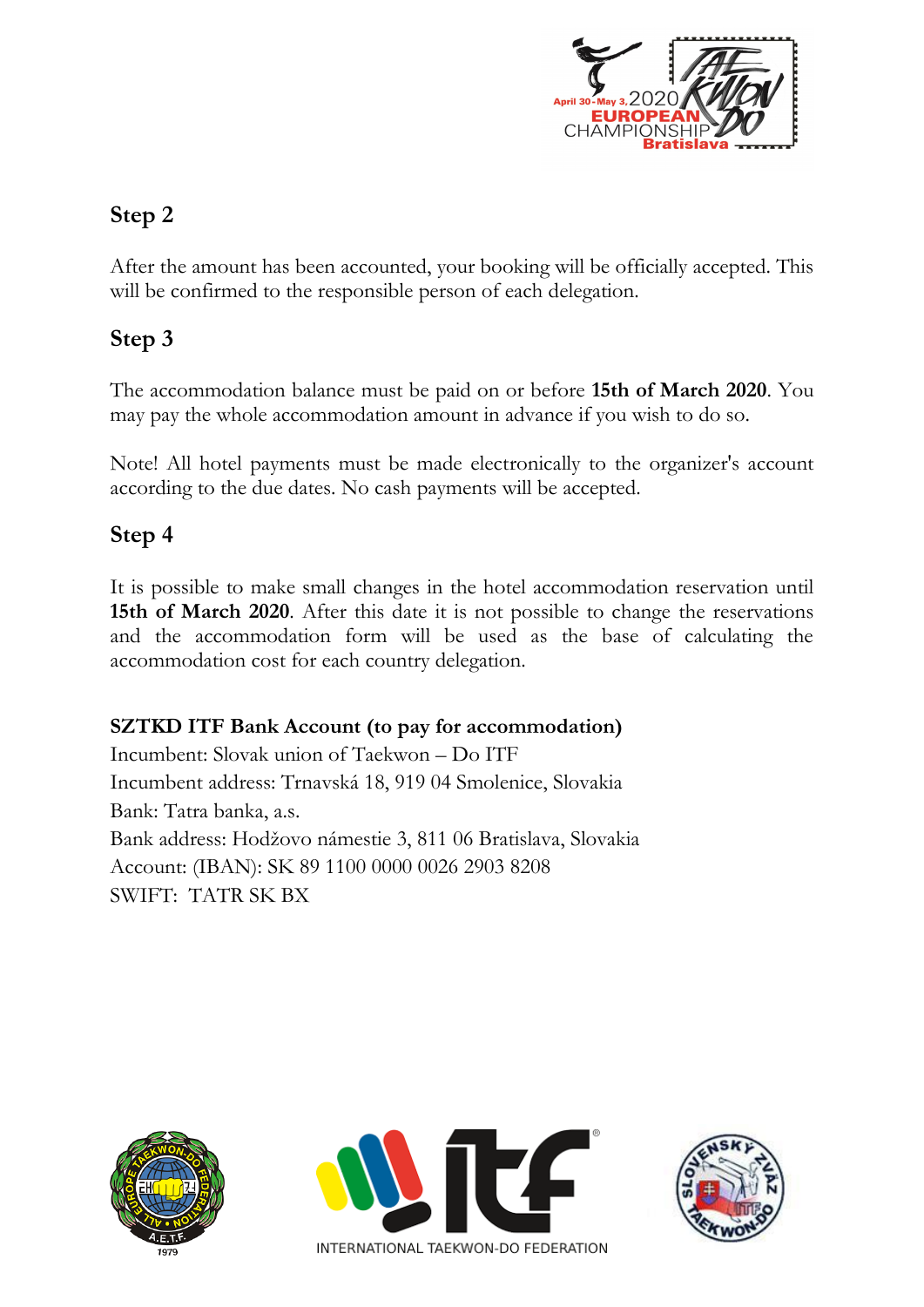## Step 2

After the amount has been accounted, your booking will be officially accepted. This will be confirmed to the responsible person of each delegation.

## Step 3

The accommodation balance must be paid on or before **15th of March 2020**. You may pay the whole accommodation amount in advance if you wish to do so.

Note! All hotel payments must be made electronically to the organizer's account according to the due dates. No cash payments will be accepted.

## Step 4

It is possible to make small changes in the hotel accommodation reservation until **15th of March 2020**. After this date it is not possible to change the reservations and the accommodation form will be used as the base of calculating the accommodation cost for each country delegation.

**SZTKD ITF Bank Account (to pay for accommodation)**
Incumbent: Slovak union of Taekwon – Do ITF
Incumbent address: Trnavská 18, 919 04 Smolenice, Slovakia
Bank: Tatra banka, a.s.
Bank address: Hodžovo námestie 3, 811 06 Bratislava, Slovakia
Account: (IBAN): SK 89 1100 0000 0026 2903 8208
SWIFT: TATR SK BX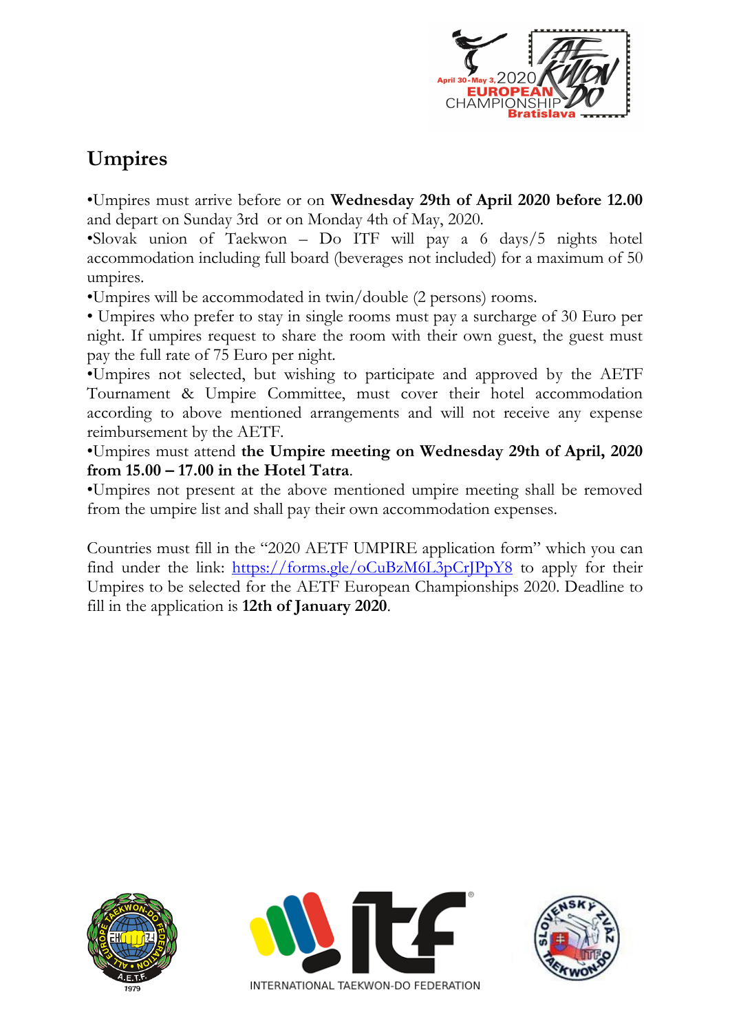## Umpires

•Umpires must arrive before or on **Wednesday 29th of April 2020 before 12.00** and depart on Sunday 3rd or on Monday 4th of May, 2020.
•Slovak union of Taekwon – Do ITF will pay a 6 days/5 nights hotel accommodation including full board (beverages not included) for a maximum of 50 umpires.
•Umpires will be accommodated in twin/double (2 persons) rooms.
• Umpires who prefer to stay in single rooms must pay a surcharge of 30 Euro per night. If umpires request to share the room with their own guest, the guest must pay the full rate of 75 Euro per night.
•Umpires not selected, but wishing to participate and approved by the AETF Tournament & Umpire Committee, must cover their hotel accommodation according to above mentioned arrangements and will not receive any expense reimbursement by the AETF.
•Umpires must attend **the Umpire meeting on Wednesday 29th of April, 2020 from 15.00 – 17.00 in the Hotel Tatra**.
•Umpires not present at the above mentioned umpire meeting shall be removed from the umpire list and shall pay their own accommodation expenses.

Countries must fill in the "2020 AETF UMPIRE application form" which you can find under the link: [https://forms.gle/oCuBzM6L3pCrJPpY8](https://forms.gle/oCuBzM6L3pCrJPpY8) to apply for their Umpires to be selected for the AETF European Championships 2020. Deadline to fill in the application is **12th of January 2020**.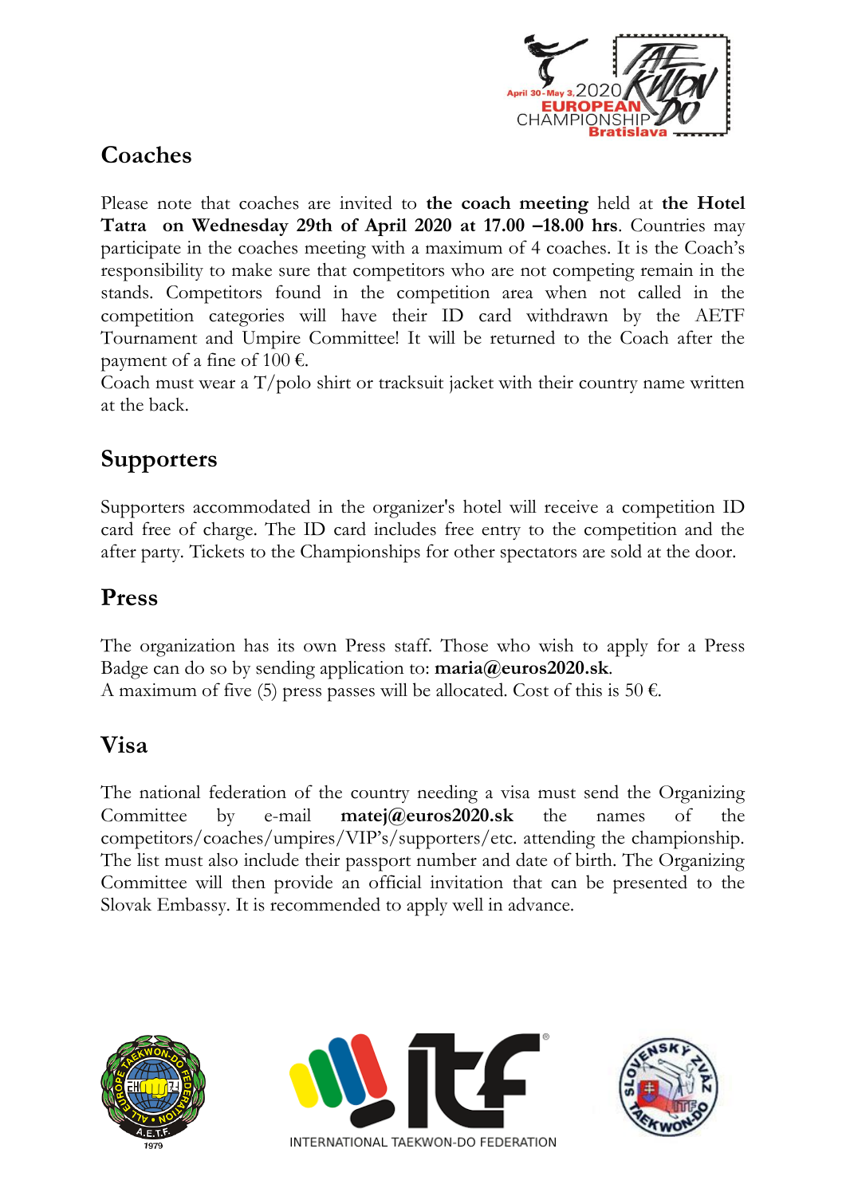## Coaches

Please note that coaches are invited to **the coach meeting** held at **the Hotel Tatra on Wednesday 29th of April 2020 at 17.00 –18.00 hrs**. Countries may participate in the coaches meeting with a maximum of 4 coaches. It is the Coach's responsibility to make sure that competitors who are not competing remain in the stands. Competitors found in the competition area when not called in the competition categories will have their ID card withdrawn by the AETF Tournament and Umpire Committee! It will be returned to the Coach after the payment of a fine of 100 €.
Coach must wear a T/polo shirt or tracksuit jacket with their country name written at the back.

## Supporters

Supporters accommodated in the organizer's hotel will receive a competition ID card free of charge. The ID card includes free entry to the competition and the after party. Tickets to the Championships for other spectators are sold at the door.

## Press

The organization has its own Press staff. Those who wish to apply for a Press Badge can do so by sending application to: **maria@euros2020.sk**.
A maximum of five (5) press passes will be allocated. Cost of this is 50 €.

## Visa

The national federation of the country needing a visa must send the Organizing Committee by e-mail **matej@euros2020.sk** the names of the competitors/coaches/umpires/VIP's/supporters/etc. attending the championship. The list must also include their passport number and date of birth. The Organizing Committee will then provide an official invitation that can be presented to the Slovak Embassy. It is recommended to apply well in advance.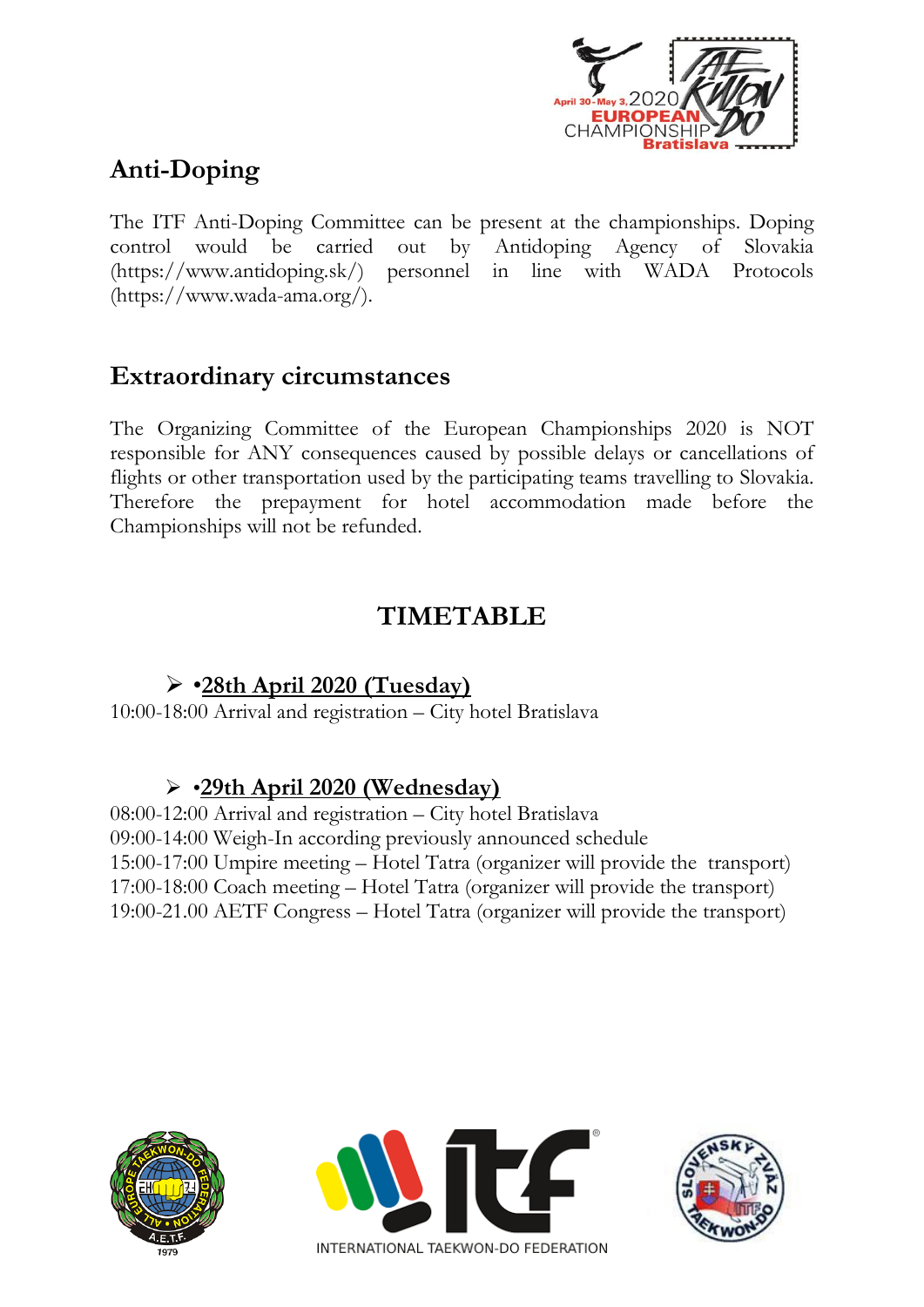## Anti-Doping

The ITF Anti-Doping Committee can be present at the championships. Doping control would be carried out by Antidoping Agency of Slovakia (https://www.antidoping.sk/) personnel in line with WADA Protocols (https://www.wada-ama.org/).

## Extraordinary circumstances

The Organizing Committee of the European Championships 2020 is NOT responsible for ANY consequences caused by possible delays or cancellations of flights or other transportation used by the participating teams travelling to Slovakia. Therefore the prepayment for hotel accommodation made before the Championships will not be refunded.

## TIMETABLE

- **•28th April 2020 (Tuesday)**

10:00-18:00 Arrival and registration – City hotel Bratislava

- **•29th April 2020 (Wednesday)**

08:00-12:00 Arrival and registration – City hotel Bratislava
09:00-14:00 Weigh-In according previously announced schedule
15:00-17:00 Umpire meeting – Hotel Tatra (organizer will provide the transport)
17:00-18:00 Coach meeting – Hotel Tatra (organizer will provide the transport)
19:00-21.00 AETF Congress – Hotel Tatra (organizer will provide the transport)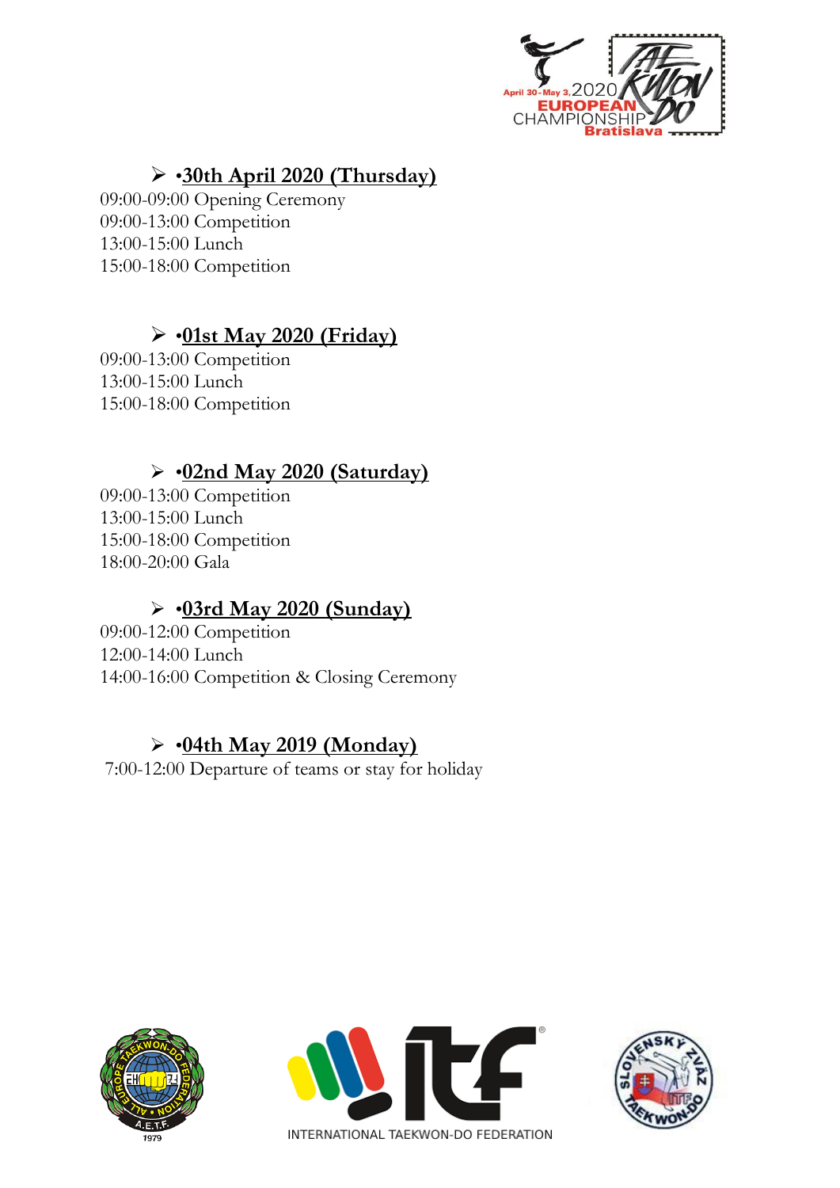- **•30th April 2020 (Thursday)**

09:00-09:00 Opening Ceremony
09:00-13:00 Competition
13:00-15:00 Lunch
15:00-18:00 Competition

- **•01st May 2020 (Friday)**

09:00-13:00 Competition
13:00-15:00 Lunch
15:00-18:00 Competition

- **•02nd May 2020 (Saturday)**

09:00-13:00 Competition
13:00-15:00 Lunch
15:00-18:00 Competition
18:00-20:00 Gala

- **•03rd May 2020 (Sunday)**

09:00-12:00 Competition
12:00-14:00 Lunch
14:00-16:00 Competition & Closing Ceremony

- **•04th May 2019 (Monday)**

7:00-12:00 Departure of teams or stay for holiday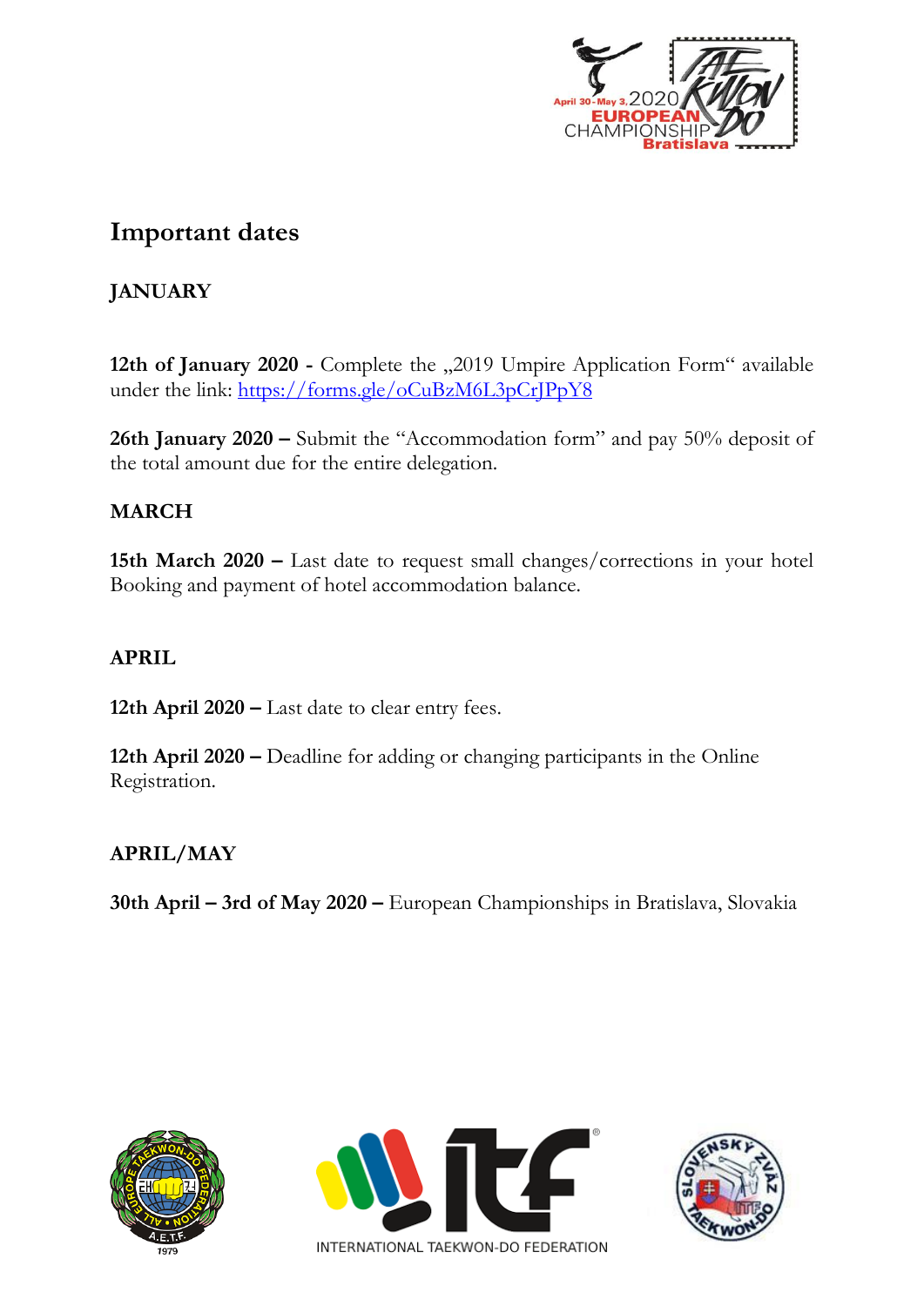## Important dates

### JANUARY

**12th of January 2020 -** Complete the „2019 Umpire Application Form" available under the link: https://forms.gle/oCuBzM6L3pCrJPpY8

**26th January 2020 –** Submit the "Accommodation form" and pay 50% deposit of the total amount due for the entire delegation.

### MARCH

**15th March 2020 –** Last date to request small changes/corrections in your hotel Booking and payment of hotel accommodation balance.

### APRIL

**12th April 2020 –** Last date to clear entry fees.

**12th April 2020 –** Deadline for adding or changing participants in the Online Registration.

### APRIL/MAY

**30th April – 3rd of May 2020 –** European Championships in Bratislava, Slovakia